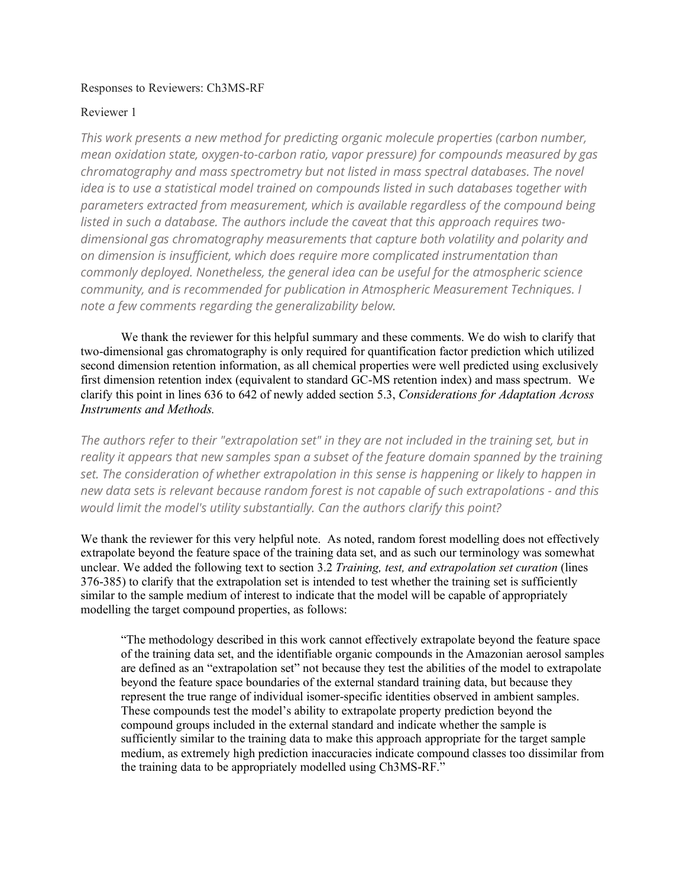Responses to Reviewers: Ch3MS-RF

Reviewer 1

*This work presents a new method for predicting organic molecule properties (carbon number, mean oxidation state, oxygen-to-carbon ratio, vapor pressure) for compounds measured by gas chromatography and mass spectrometry but not listed in mass spectral databases. The novel idea is to use a statistical model trained on compounds listed in such databases together with parameters extracted from measurement, which is available regardless of the compound being listed in such a database. The authors include the caveat that this approach requires two-dimensional gas chromatography measurements that capture both volatility and polarity and on dimension is insufficient, which does require more complicated instrumentation than commonly deployed. Nonetheless, the general idea can be useful for the atmospheric science community, and is recommended for publication in Atmospheric Measurement Techniques. I note a few comments regarding the generalizability below.*

We thank the reviewer for this helpful summary and these comments. We do wish to clarify that two-dimensional gas chromatography is only required for quantification factor prediction which utilized second dimension retention information, as all chemical properties were well predicted using exclusively first dimension retention index (equivalent to standard GC-MS retention index) and mass spectrum. We clarify this point in lines 636 to 642 of newly added section 5.3, *Considerations for Adaptation Across Instruments and Methods.*

*The authors refer to their "extrapolation set" in they are not included in the training set, but in reality it appears that new samples span a subset of the feature domain spanned by the training set. The consideration of whether extrapolation in this sense is happening or likely to happen in new data sets is relevant because random forest is not capable of such extrapolations - and this would limit the model's utility substantially. Can the authors clarify this point?*

We thank the reviewer for this very helpful note. As noted, random forest modelling does not effectively extrapolate beyond the feature space of the training data set, and as such our terminology was somewhat unclear. We added the following text to section 3.2 *Training, test, and extrapolation set curation* (lines 376-385) to clarify that the extrapolation set is intended to test whether the training set is sufficiently similar to the sample medium of interest to indicate that the model will be capable of appropriately modelling the target compound properties, as follows:

> "The methodology described in this work cannot effectively extrapolate beyond the feature space of the training data set, and the identifiable organic compounds in the Amazonian aerosol samples are defined as an "extrapolation set" not because they test the abilities of the model to extrapolate beyond the feature space boundaries of the external standard training data, but because they represent the true range of individual isomer-specific identities observed in ambient samples. These compounds test the model's ability to extrapolate property prediction beyond the compound groups included in the external standard and indicate whether the sample is sufficiently similar to the training data to make this approach appropriate for the target sample medium, as extremely high prediction inaccuracies indicate compound classes too dissimilar from the training data to be appropriately modelled using Ch3MS-RF."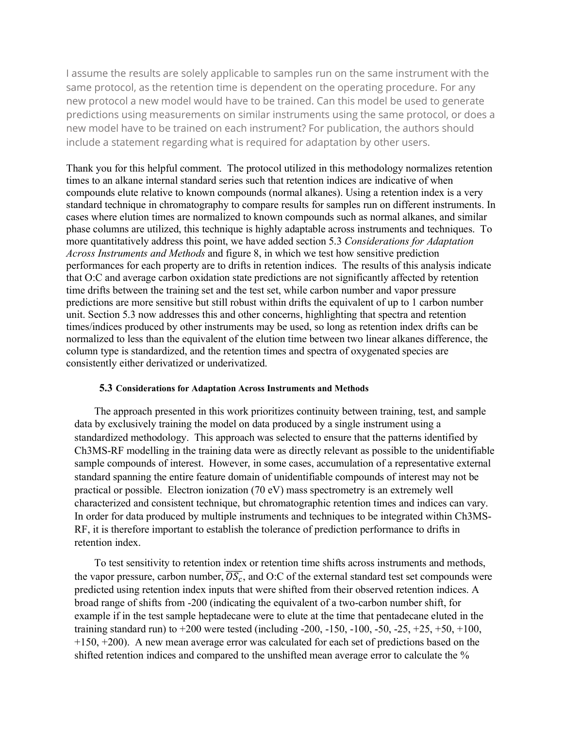I assume the results are solely applicable to samples run on the same instrument with the same protocol, as the retention time is dependent on the operating procedure. For any new protocol a new model would have to be trained. Can this model be used to generate predictions using measurements on similar instruments using the same protocol, or does a new model have to be trained on each instrument? For publication, the authors should include a statement regarding what is required for adaptation by other users.

Thank you for this helpful comment. The protocol utilized in this methodology normalizes retention times to an alkane internal standard series such that retention indices are indicative of when compounds elute relative to known compounds (normal alkanes). Using a retention index is a very standard technique in chromatography to compare results for samples run on different instruments. In cases where elution times are normalized to known compounds such as normal alkanes, and similar phase columns are utilized, this technique is highly adaptable across instruments and techniques. To more quantitatively address this point, we have added section 5.3 *Considerations for Adaptation Across Instruments and Methods* and figure 8, in which we test how sensitive prediction performances for each property are to drifts in retention indices. The results of this analysis indicate that O:C and average carbon oxidation state predictions are not significantly affected by retention time drifts between the training set and the test set, while carbon number and vapor pressure predictions are more sensitive but still robust within drifts the equivalent of up to 1 carbon number unit. Section 5.3 now addresses this and other concerns, highlighting that spectra and retention times/indices produced by other instruments may be used, so long as retention index drifts can be normalized to less than the equivalent of the elution time between two linear alkanes difference, the column type is standardized, and the retention times and spectra of oxygenated species are consistently either derivatized or underivatized.

### 5.3 Considerations for Adaptation Across Instruments and Methods

The approach presented in this work prioritizes continuity between training, test, and sample data by exclusively training the model on data produced by a single instrument using a standardized methodology. This approach was selected to ensure that the patterns identified by Ch3MS-RF modelling in the training data were as directly relevant as possible to the unidentifiable sample compounds of interest. However, in some cases, accumulation of a representative external standard spanning the entire feature domain of unidentifiable compounds of interest may not be practical or possible. Electron ionization (70 eV) mass spectrometry is an extremely well characterized and consistent technique, but chromatographic retention times and indices can vary. In order for data produced by multiple instruments and techniques to be integrated within Ch3MS-RF, it is therefore important to establish the tolerance of prediction performance to drifts in retention index.

To test sensitivity to retention index or retention time shifts across instruments and methods, the vapor pressure, carbon number, $\overline{OS_c}$, and O:C of the external standard test set compounds were predicted using retention index inputs that were shifted from their observed retention indices. A broad range of shifts from -200 (indicating the equivalent of a two-carbon number shift, for example if in the test sample heptadecane were to elute at the time that pentadecane eluted in the training standard run) to +200 were tested (including -200, -150, -100, -50, -25, +25, +50, +100, +150, +200). A new mean average error was calculated for each set of predictions based on the shifted retention indices and compared to the unshifted mean average error to calculate the %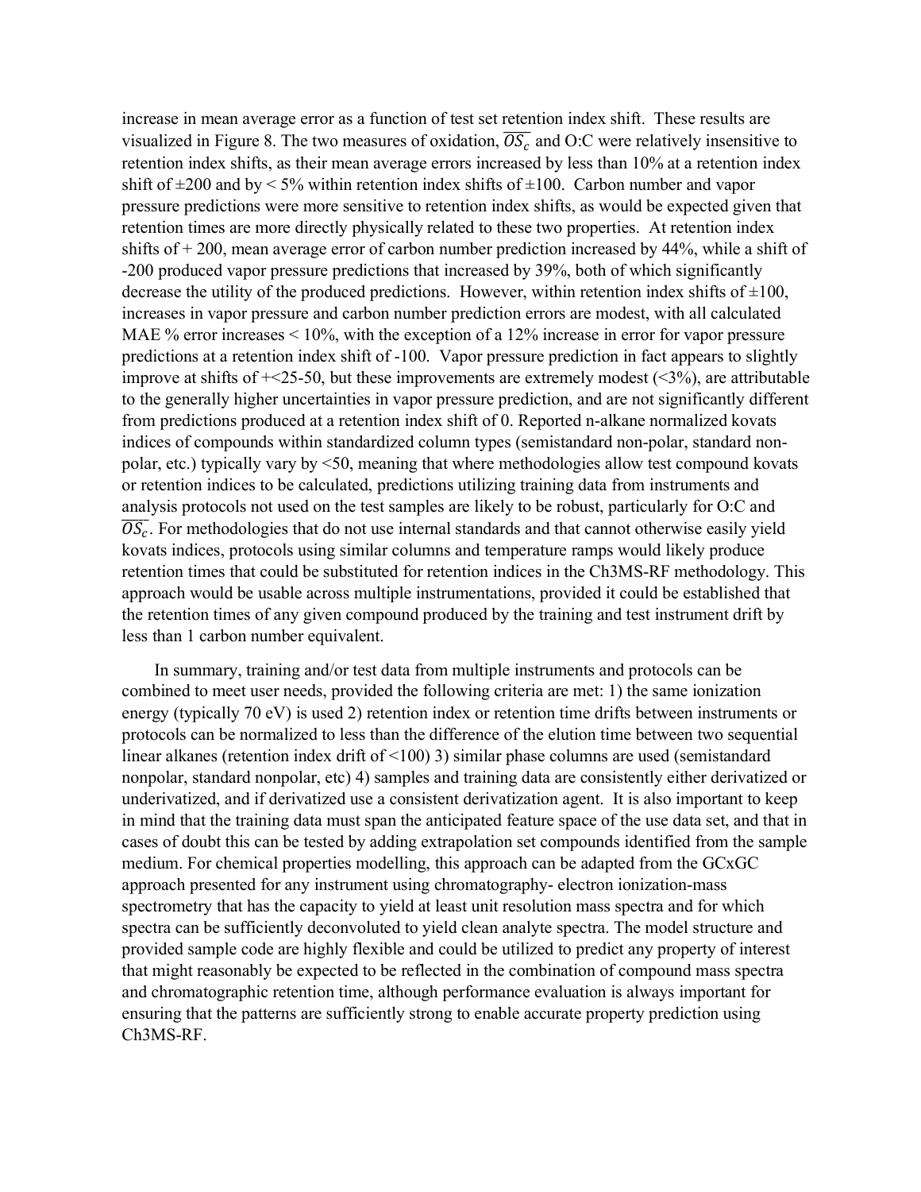increase in mean average error as a function of test set retention index shift. These results are visualized in Figure 8. The two measures of oxidation, $\overline{OS_c}$ and O:C were relatively insensitive to retention index shifts, as their mean average errors increased by less than 10% at a retention index shift of ±200 and by < 5% within retention index shifts of ±100. Carbon number and vapor pressure predictions were more sensitive to retention index shifts, as would be expected given that retention times are more directly physically related to these two properties. At retention index shifts of + 200, mean average error of carbon number prediction increased by 44%, while a shift of -200 produced vapor pressure predictions that increased by 39%, both of which significantly decrease the utility of the produced predictions. However, within retention index shifts of ±100, increases in vapor pressure and carbon number prediction errors are modest, with all calculated MAE % error increases < 10%, with the exception of a 12% increase in error for vapor pressure predictions at a retention index shift of -100. Vapor pressure prediction in fact appears to slightly improve at shifts of +<25-50, but these improvements are extremely modest (<3%), are attributable to the generally higher uncertainties in vapor pressure prediction, and are not significantly different from predictions produced at a retention index shift of 0. Reported n-alkane normalized kovats indices of compounds within standardized column types (semistandard non-polar, standard non-polar, etc.) typically vary by <50, meaning that where methodologies allow test compound kovats or retention indices to be calculated, predictions utilizing training data from instruments and analysis protocols not used on the test samples are likely to be robust, particularly for O:C and $\overline{OS_c}$. For methodologies that do not use internal standards and that cannot otherwise easily yield kovats indices, protocols using similar columns and temperature ramps would likely produce retention times that could be substituted for retention indices in the Ch3MS-RF methodology. This approach would be usable across multiple instrumentations, provided it could be established that the retention times of any given compound produced by the training and test instrument drift by less than 1 carbon number equivalent.

In summary, training and/or test data from multiple instruments and protocols can be combined to meet user needs, provided the following criteria are met: 1) the same ionization energy (typically 70 eV) is used 2) retention index or retention time drifts between instruments or protocols can be normalized to less than the difference of the elution time between two sequential linear alkanes (retention index drift of <100) 3) similar phase columns are used (semistandard nonpolar, standard nonpolar, etc) 4) samples and training data are consistently either derivatized or underivatized, and if derivatized use a consistent derivatization agent. It is also important to keep in mind that the training data must span the anticipated feature space of the use data set, and that in cases of doubt this can be tested by adding extrapolation set compounds identified from the sample medium. For chemical properties modelling, this approach can be adapted from the GCxGC approach presented for any instrument using chromatography- electron ionization-mass spectrometry that has the capacity to yield at least unit resolution mass spectra and for which spectra can be sufficiently deconvoluted to yield clean analyte spectra. The model structure and provided sample code are highly flexible and could be utilized to predict any property of interest that might reasonably be expected to be reflected in the combination of compound mass spectra and chromatographic retention time, although performance evaluation is always important for ensuring that the patterns are sufficiently strong to enable accurate property prediction using Ch3MS-RF.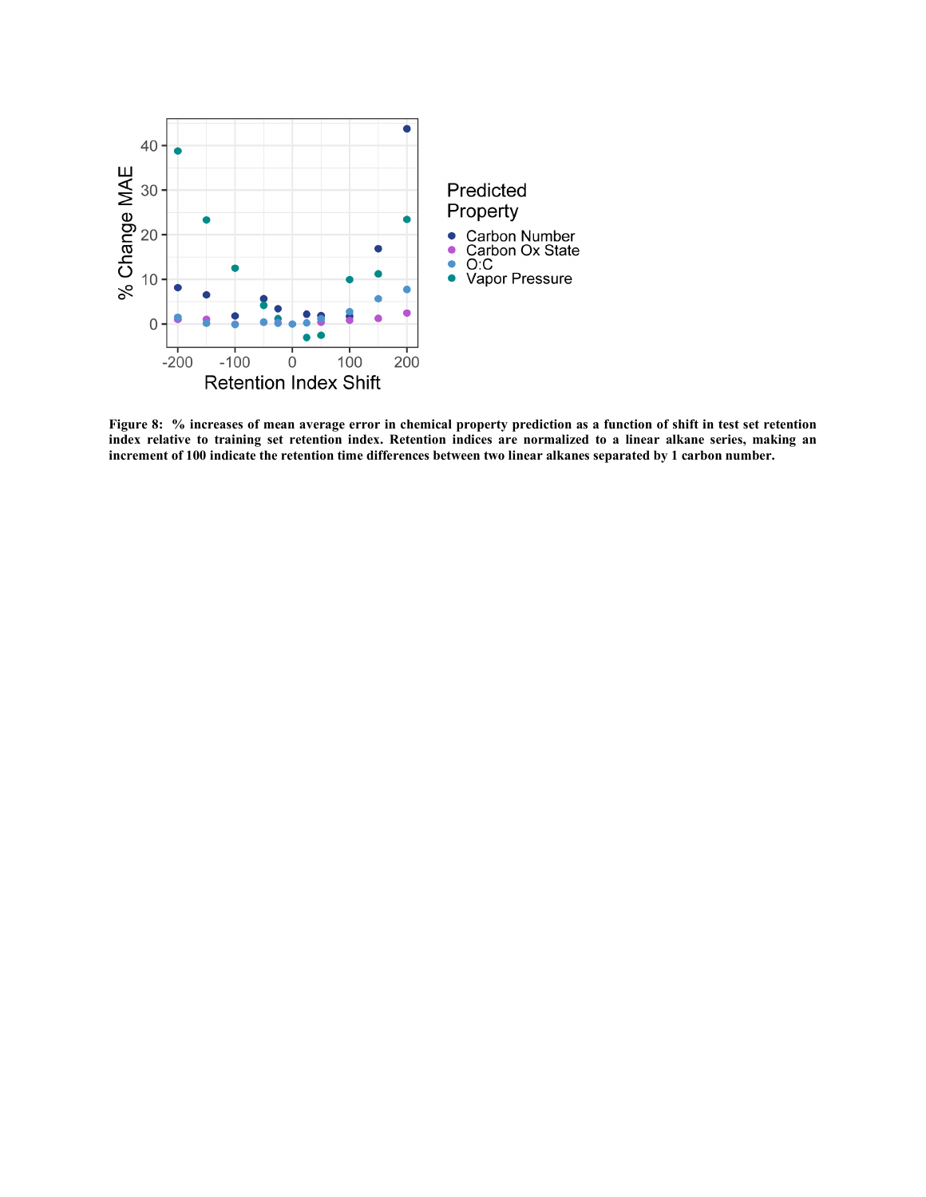% Change MAE

40

30

20

10

0

-200

-100

0

100

200

Retention Index Shift

Predicted Property

Carbon Number

Carbon Ox State

O:C

Vapor Pressure

**Figure 8: % increases of mean average error in chemical property prediction as a function of shift in test set retention index relative to training set retention index. Retention indices are normalized to a linear alkane series, making an increment of 100 indicate the retention time differences between two linear alkanes separated by 1 carbon number.**